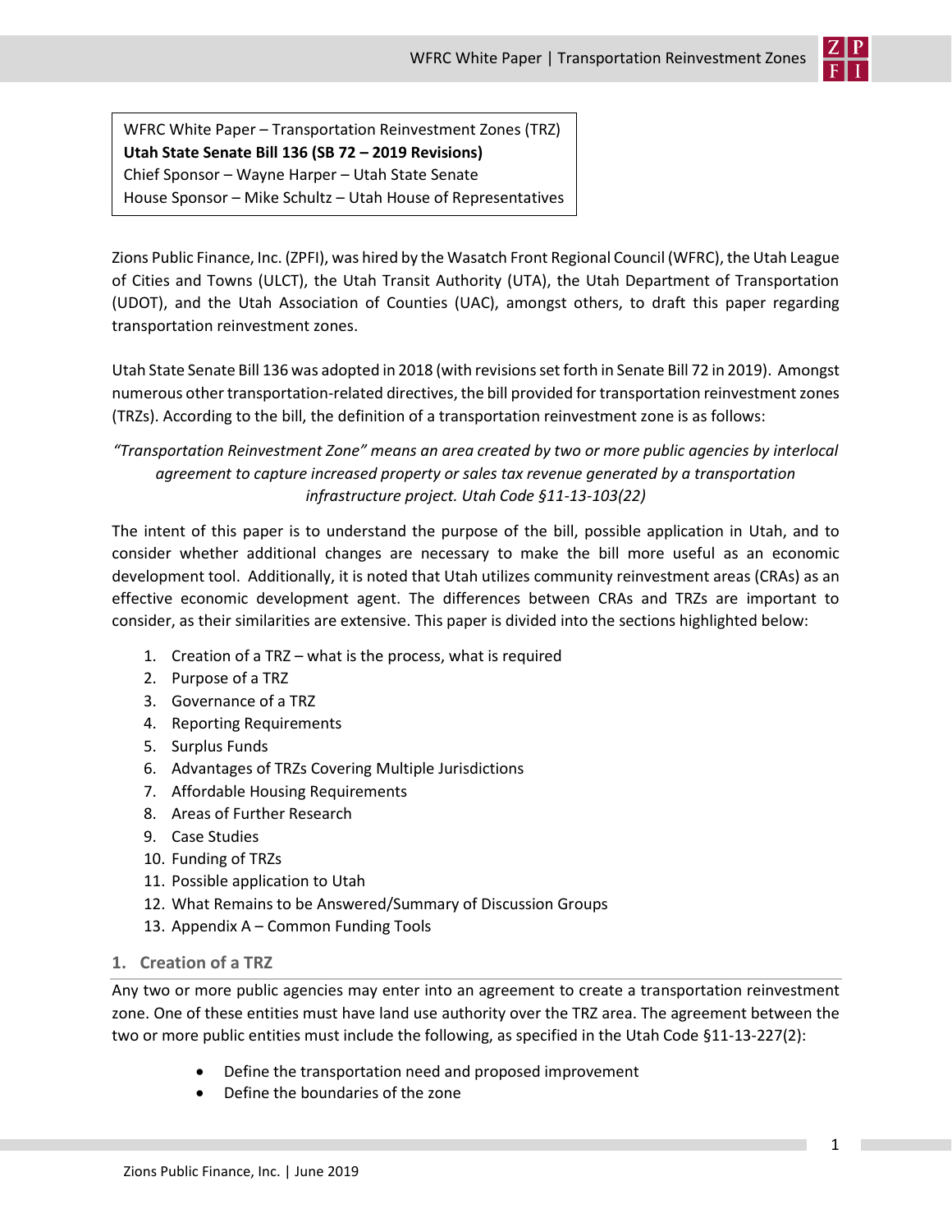WFRC White Paper – Transportation Reinvestment Zones (TRZ)
**Utah State Senate Bill 136 (SB 72 – 2019 Revisions)**
Chief Sponsor – Wayne Harper – Utah State Senate
House Sponsor – Mike Schultz – Utah House of Representatives

Zions Public Finance, Inc. (ZPFI), was hired by the Wasatch Front Regional Council (WFRC), the Utah League of Cities and Towns (ULCT), the Utah Transit Authority (UTA), the Utah Department of Transportation (UDOT), and the Utah Association of Counties (UAC), amongst others, to draft this paper regarding transportation reinvestment zones.

Utah State Senate Bill 136 was adopted in 2018 (with revisions set forth in Senate Bill 72 in 2019). Amongst numerous other transportation-related directives, the bill provided for transportation reinvestment zones (TRZs). According to the bill, the definition of a transportation reinvestment zone is as follows:

*"Transportation Reinvestment Zone" means an area created by two or more public agencies by interlocal agreement to capture increased property or sales tax revenue generated by a transportation infrastructure project. Utah Code §11-13-103(22)*

The intent of this paper is to understand the purpose of the bill, possible application in Utah, and to consider whether additional changes are necessary to make the bill more useful as an economic development tool. Additionally, it is noted that Utah utilizes community reinvestment areas (CRAs) as an effective economic development agent. The differences between CRAs and TRZs are important to consider, as their similarities are extensive. This paper is divided into the sections highlighted below:

1. Creation of a TRZ – what is the process, what is required
2. Purpose of a TRZ
3. Governance of a TRZ
4. Reporting Requirements
5. Surplus Funds
6. Advantages of TRZs Covering Multiple Jurisdictions
7. Affordable Housing Requirements
8. Areas of Further Research
9. Case Studies
10. Funding of TRZs
11. Possible application to Utah
12. What Remains to be Answered/Summary of Discussion Groups
13. Appendix A – Common Funding Tools

## 1. Creation of a TRZ

Any two or more public agencies may enter into an agreement to create a transportation reinvestment zone. One of these entities must have land use authority over the TRZ area. The agreement between the two or more public entities must include the following, as specified in the Utah Code §11-13-227(2):

- Define the transportation need and proposed improvement
- Define the boundaries of the zone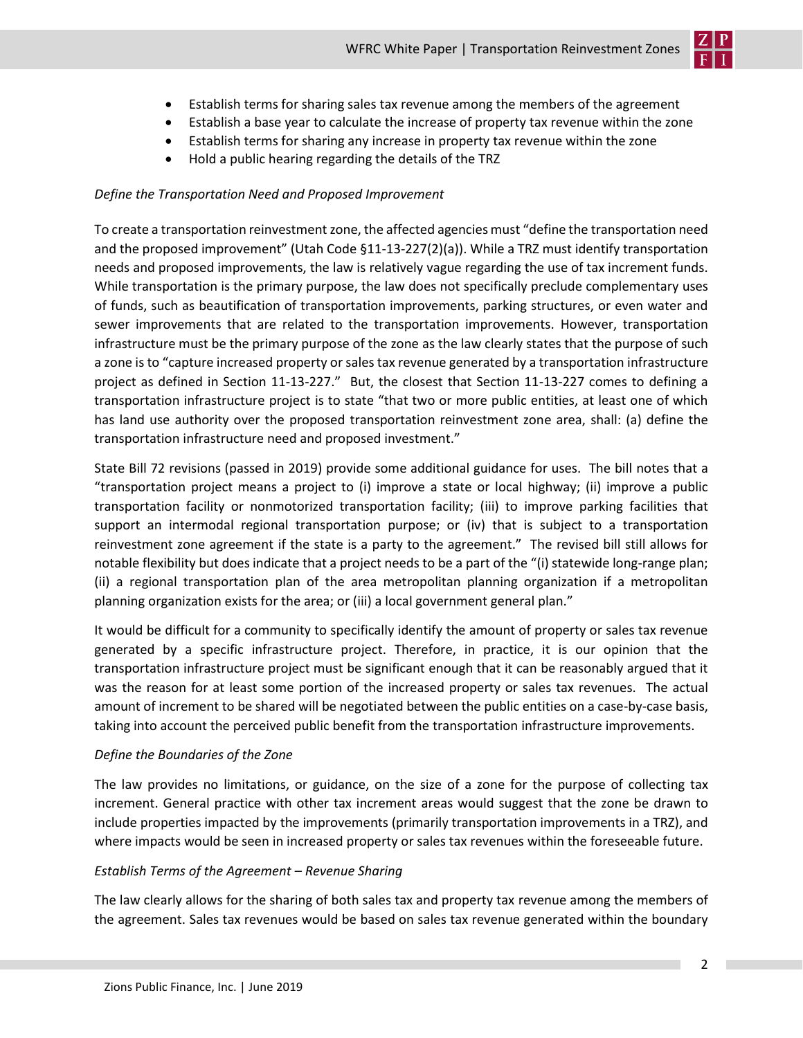- Establish terms for sharing sales tax revenue among the members of the agreement
- Establish a base year to calculate the increase of property tax revenue within the zone
- Establish terms for sharing any increase in property tax revenue within the zone
- Hold a public hearing regarding the details of the TRZ

*Define the Transportation Need and Proposed Improvement*

To create a transportation reinvestment zone, the affected agencies must "define the transportation need and the proposed improvement" (Utah Code §11-13-227(2)(a)). While a TRZ must identify transportation needs and proposed improvements, the law is relatively vague regarding the use of tax increment funds. While transportation is the primary purpose, the law does not specifically preclude complementary uses of funds, such as beautification of transportation improvements, parking structures, or even water and sewer improvements that are related to the transportation improvements. However, transportation infrastructure must be the primary purpose of the zone as the law clearly states that the purpose of such a zone is to "capture increased property or sales tax revenue generated by a transportation infrastructure project as defined in Section 11-13-227." But, the closest that Section 11-13-227 comes to defining a transportation infrastructure project is to state "that two or more public entities, at least one of which has land use authority over the proposed transportation reinvestment zone area, shall: (a) define the transportation infrastructure need and proposed investment."

State Bill 72 revisions (passed in 2019) provide some additional guidance for uses. The bill notes that a "transportation project means a project to (i) improve a state or local highway; (ii) improve a public transportation facility or nonmotorized transportation facility; (iii) to improve parking facilities that support an intermodal regional transportation purpose; or (iv) that is subject to a transportation reinvestment zone agreement if the state is a party to the agreement." The revised bill still allows for notable flexibility but does indicate that a project needs to be a part of the "(i) statewide long-range plan; (ii) a regional transportation plan of the area metropolitan planning organization if a metropolitan planning organization exists for the area; or (iii) a local government general plan."

It would be difficult for a community to specifically identify the amount of property or sales tax revenue generated by a specific infrastructure project. Therefore, in practice, it is our opinion that the transportation infrastructure project must be significant enough that it can be reasonably argued that it was the reason for at least some portion of the increased property or sales tax revenues. The actual amount of increment to be shared will be negotiated between the public entities on a case-by-case basis, taking into account the perceived public benefit from the transportation infrastructure improvements.

*Define the Boundaries of the Zone*

The law provides no limitations, or guidance, on the size of a zone for the purpose of collecting tax increment. General practice with other tax increment areas would suggest that the zone be drawn to include properties impacted by the improvements (primarily transportation improvements in a TRZ), and where impacts would be seen in increased property or sales tax revenues within the foreseeable future.

*Establish Terms of the Agreement – Revenue Sharing*

The law clearly allows for the sharing of both sales tax and property tax revenue among the members of the agreement. Sales tax revenues would be based on sales tax revenue generated within the boundary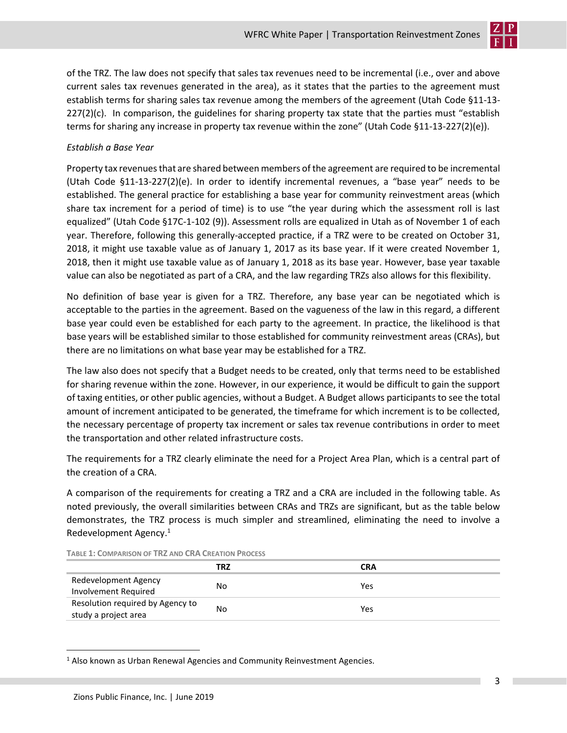of the TRZ. The law does not specify that sales tax revenues need to be incremental (i.e., over and above current sales tax revenues generated in the area), as it states that the parties to the agreement must establish terms for sharing sales tax revenue among the members of the agreement (Utah Code §11-13-227(2)(c). In comparison, the guidelines for sharing property tax state that the parties must "establish terms for sharing any increase in property tax revenue within the zone" (Utah Code §11-13-227(2)(e)).

*Establish a Base Year*

Property tax revenues that are shared between members of the agreement are required to be incremental (Utah Code §11-13-227(2)(e). In order to identify incremental revenues, a "base year" needs to be established. The general practice for establishing a base year for community reinvestment areas (which share tax increment for a period of time) is to use "the year during which the assessment roll is last equalized" (Utah Code §17C-1-102 (9)). Assessment rolls are equalized in Utah as of November 1 of each year. Therefore, following this generally-accepted practice, if a TRZ were to be created on October 31, 2018, it might use taxable value as of January 1, 2017 as its base year. If it were created November 1, 2018, then it might use taxable value as of January 1, 2018 as its base year. However, base year taxable value can also be negotiated as part of a CRA, and the law regarding TRZs also allows for this flexibility.

No definition of base year is given for a TRZ. Therefore, any base year can be negotiated which is acceptable to the parties in the agreement. Based on the vagueness of the law in this regard, a different base year could even be established for each party to the agreement. In practice, the likelihood is that base years will be established similar to those established for community reinvestment areas (CRAs), but there are no limitations on what base year may be established for a TRZ.

The law also does not specify that a Budget needs to be created, only that terms need to be established for sharing revenue within the zone. However, in our experience, it would be difficult to gain the support of taxing entities, or other public agencies, without a Budget. A Budget allows participants to see the total amount of increment anticipated to be generated, the timeframe for which increment is to be collected, the necessary percentage of property tax increment or sales tax revenue contributions in order to meet the transportation and other related infrastructure costs.

The requirements for a TRZ clearly eliminate the need for a Project Area Plan, which is a central part of the creation of a CRA.

A comparison of the requirements for creating a TRZ and a CRA are included in the following table. As noted previously, the overall similarities between CRAs and TRZs are significant, but as the table below demonstrates, the TRZ process is much simpler and streamlined, eliminating the need to involve a Redevelopment Agency.[1]

**TABLE 1: COMPARISON OF TRZ AND CRA CREATION PROCESS**

| | TRZ | CRA |
|---|---|---|
| Redevelopment Agency Involvement Required | No | Yes |
| Resolution required by Agency to study a project area | No | Yes |

[1] Also known as Urban Renewal Agencies and Community Reinvestment Agencies.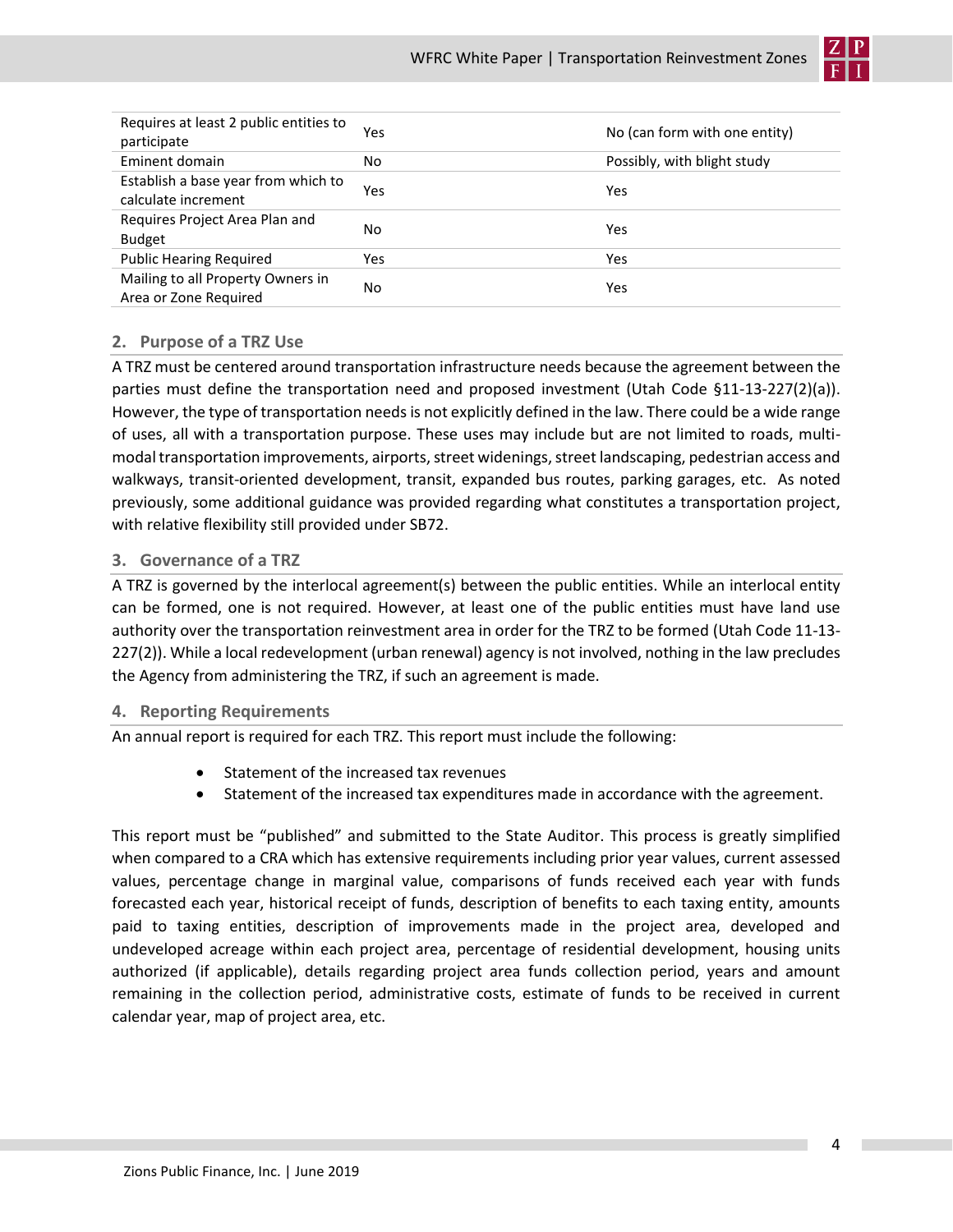| | | |
|---|---|---|
| Requires at least 2 public entities to participate | Yes | No (can form with one entity) |
| Eminent domain | No | Possibly, with blight study |
| Establish a base year from which to calculate increment | Yes | Yes |
| Requires Project Area Plan and Budget | No | Yes |
| Public Hearing Required | Yes | Yes |
| Mailing to all Property Owners in Area or Zone Required | No | Yes |

## 2. Purpose of a TRZ Use

A TRZ must be centered around transportation infrastructure needs because the agreement between the parties must define the transportation need and proposed investment (Utah Code §11-13-227(2)(a)). However, the type of transportation needs is not explicitly defined in the law. There could be a wide range of uses, all with a transportation purpose. These uses may include but are not limited to roads, multi-modal transportation improvements, airports, street widenings, street landscaping, pedestrian access and walkways, transit-oriented development, transit, expanded bus routes, parking garages, etc. As noted previously, some additional guidance was provided regarding what constitutes a transportation project, with relative flexibility still provided under SB72.

## 3. Governance of a TRZ

A TRZ is governed by the interlocal agreement(s) between the public entities. While an interlocal entity can be formed, one is not required. However, at least one of the public entities must have land use authority over the transportation reinvestment area in order for the TRZ to be formed (Utah Code 11-13-227(2)). While a local redevelopment (urban renewal) agency is not involved, nothing in the law precludes the Agency from administering the TRZ, if such an agreement is made.

## 4. Reporting Requirements

An annual report is required for each TRZ. This report must include the following:

- Statement of the increased tax revenues
- Statement of the increased tax expenditures made in accordance with the agreement.

This report must be "published" and submitted to the State Auditor. This process is greatly simplified when compared to a CRA which has extensive requirements including prior year values, current assessed values, percentage change in marginal value, comparisons of funds received each year with funds forecasted each year, historical receipt of funds, description of benefits to each taxing entity, amounts paid to taxing entities, description of improvements made in the project area, developed and undeveloped acreage within each project area, percentage of residential development, housing units authorized (if applicable), details regarding project area funds collection period, years and amount remaining in the collection period, administrative costs, estimate of funds to be received in current calendar year, map of project area, etc.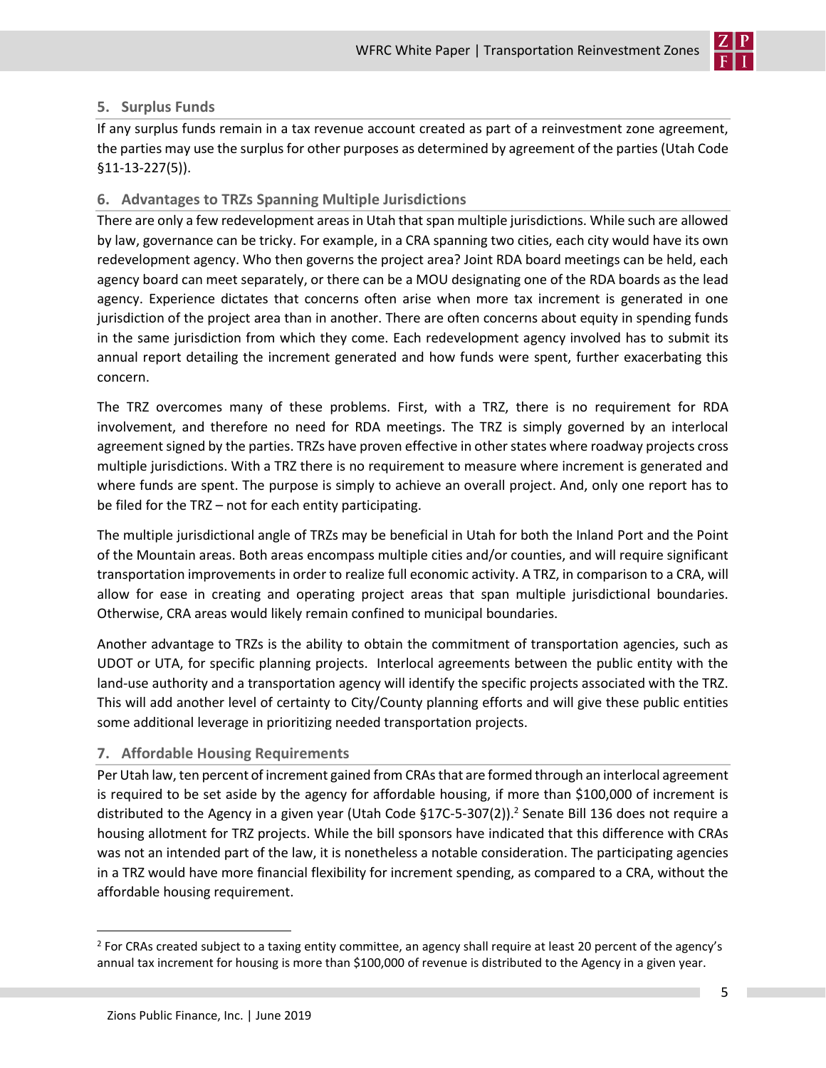## 5. Surplus Funds

If any surplus funds remain in a tax revenue account created as part of a reinvestment zone agreement, the parties may use the surplus for other purposes as determined by agreement of the parties (Utah Code §11-13-227(5)).

## 6. Advantages to TRZs Spanning Multiple Jurisdictions

There are only a few redevelopment areas in Utah that span multiple jurisdictions. While such are allowed by law, governance can be tricky. For example, in a CRA spanning two cities, each city would have its own redevelopment agency. Who then governs the project area? Joint RDA board meetings can be held, each agency board can meet separately, or there can be a MOU designating one of the RDA boards as the lead agency. Experience dictates that concerns often arise when more tax increment is generated in one jurisdiction of the project area than in another. There are often concerns about equity in spending funds in the same jurisdiction from which they come. Each redevelopment agency involved has to submit its annual report detailing the increment generated and how funds were spent, further exacerbating this concern.

The TRZ overcomes many of these problems. First, with a TRZ, there is no requirement for RDA involvement, and therefore no need for RDA meetings. The TRZ is simply governed by an interlocal agreement signed by the parties. TRZs have proven effective in other states where roadway projects cross multiple jurisdictions. With a TRZ there is no requirement to measure where increment is generated and where funds are spent. The purpose is simply to achieve an overall project. And, only one report has to be filed for the TRZ – not for each entity participating.

The multiple jurisdictional angle of TRZs may be beneficial in Utah for both the Inland Port and the Point of the Mountain areas. Both areas encompass multiple cities and/or counties, and will require significant transportation improvements in order to realize full economic activity. A TRZ, in comparison to a CRA, will allow for ease in creating and operating project areas that span multiple jurisdictional boundaries. Otherwise, CRA areas would likely remain confined to municipal boundaries.

Another advantage to TRZs is the ability to obtain the commitment of transportation agencies, such as UDOT or UTA, for specific planning projects. Interlocal agreements between the public entity with the land-use authority and a transportation agency will identify the specific projects associated with the TRZ. This will add another level of certainty to City/County planning efforts and will give these public entities some additional leverage in prioritizing needed transportation projects.

## 7. Affordable Housing Requirements

Per Utah law, ten percent of increment gained from CRAs that are formed through an interlocal agreement is required to be set aside by the agency for affordable housing, if more than $100,000 of increment is distributed to the Agency in a given year (Utah Code §17C-5-307(2)).[2] Senate Bill 136 does not require a housing allotment for TRZ projects. While the bill sponsors have indicated that this difference with CRAs was not an intended part of the law, it is nonetheless a notable consideration. The participating agencies in a TRZ would have more financial flexibility for increment spending, as compared to a CRA, without the affordable housing requirement.

---

[2] For CRAs created subject to a taxing entity committee, an agency shall require at least 20 percent of the agency's annual tax increment for housing is more than $100,000 of revenue is distributed to the Agency in a given year.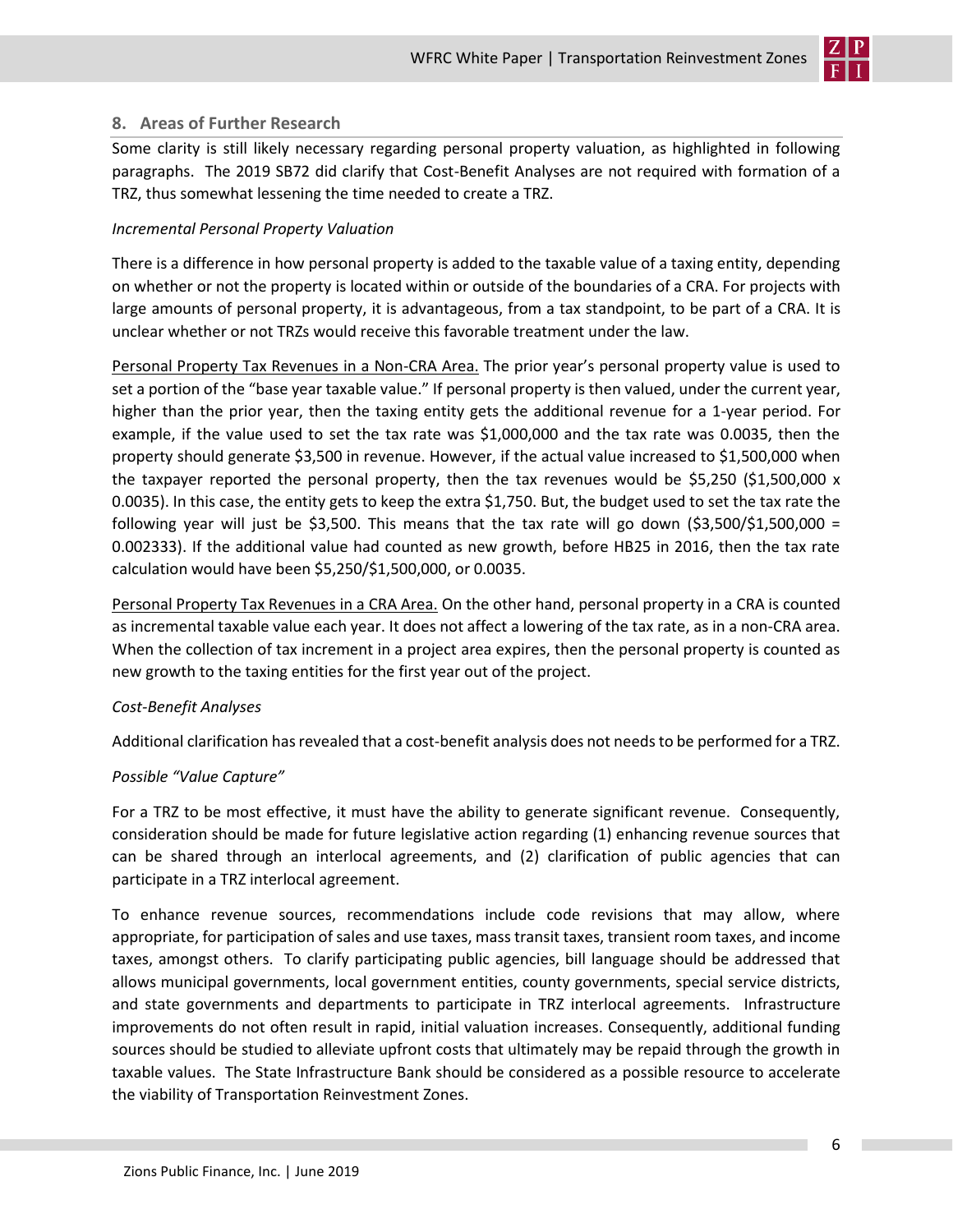## 8. Areas of Further Research

Some clarity is still likely necessary regarding personal property valuation, as highlighted in following paragraphs. The 2019 SB72 did clarify that Cost-Benefit Analyses are not required with formation of a TRZ, thus somewhat lessening the time needed to create a TRZ.

*Incremental Personal Property Valuation*

There is a difference in how personal property is added to the taxable value of a taxing entity, depending on whether or not the property is located within or outside of the boundaries of a CRA. For projects with large amounts of personal property, it is advantageous, from a tax standpoint, to be part of a CRA. It is unclear whether or not TRZs would receive this favorable treatment under the law.

<u>Personal Property Tax Revenues in a Non-CRA Area.</u> The prior year's personal property value is used to set a portion of the "base year taxable value." If personal property is then valued, under the current year, higher than the prior year, then the taxing entity gets the additional revenue for a 1-year period. For example, if the value used to set the tax rate was $1,000,000 and the tax rate was 0.0035, then the property should generate $3,500 in revenue. However, if the actual value increased to $1,500,000 when the taxpayer reported the personal property, then the tax revenues would be $5,250 ($1,500,000 x 0.0035). In this case, the entity gets to keep the extra $1,750. But, the budget used to set the tax rate the following year will just be $3,500. This means that the tax rate will go down ($3,500/$1,500,000 = 0.002333). If the additional value had counted as new growth, before HB25 in 2016, then the tax rate calculation would have been $5,250/$1,500,000, or 0.0035.

<u>Personal Property Tax Revenues in a CRA Area.</u> On the other hand, personal property in a CRA is counted as incremental taxable value each year. It does not affect a lowering of the tax rate, as in a non-CRA area. When the collection of tax increment in a project area expires, then the personal property is counted as new growth to the taxing entities for the first year out of the project.

*Cost-Benefit Analyses*

Additional clarification has revealed that a cost-benefit analysis does not needs to be performed for a TRZ.

*Possible "Value Capture"*

For a TRZ to be most effective, it must have the ability to generate significant revenue. Consequently, consideration should be made for future legislative action regarding (1) enhancing revenue sources that can be shared through an interlocal agreements, and (2) clarification of public agencies that can participate in a TRZ interlocal agreement.

To enhance revenue sources, recommendations include code revisions that may allow, where appropriate, for participation of sales and use taxes, mass transit taxes, transient room taxes, and income taxes, amongst others. To clarify participating public agencies, bill language should be addressed that allows municipal governments, local government entities, county governments, special service districts, and state governments and departments to participate in TRZ interlocal agreements. Infrastructure improvements do not often result in rapid, initial valuation increases. Consequently, additional funding sources should be studied to alleviate upfront costs that ultimately may be repaid through the growth in taxable values. The State Infrastructure Bank should be considered as a possible resource to accelerate the viability of Transportation Reinvestment Zones.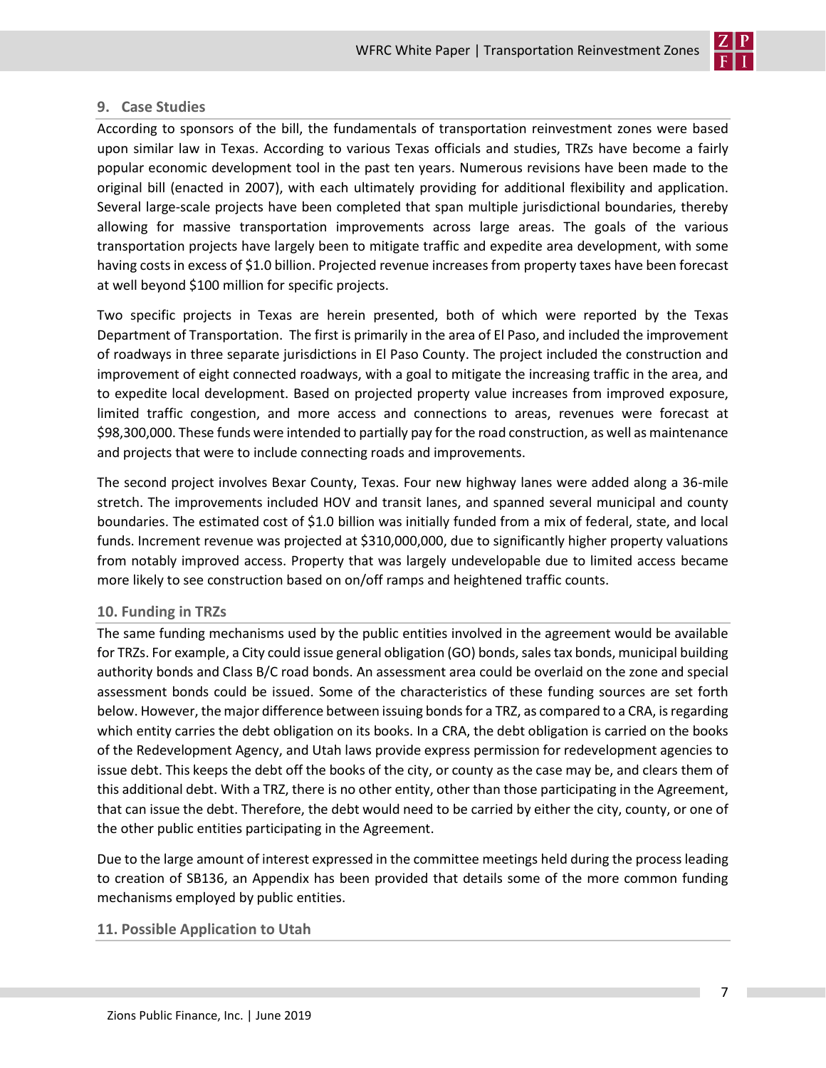## 9. Case Studies

According to sponsors of the bill, the fundamentals of transportation reinvestment zones were based upon similar law in Texas. According to various Texas officials and studies, TRZs have become a fairly popular economic development tool in the past ten years. Numerous revisions have been made to the original bill (enacted in 2007), with each ultimately providing for additional flexibility and application. Several large-scale projects have been completed that span multiple jurisdictional boundaries, thereby allowing for massive transportation improvements across large areas. The goals of the various transportation projects have largely been to mitigate traffic and expedite area development, with some having costs in excess of $1.0 billion. Projected revenue increases from property taxes have been forecast at well beyond $100 million for specific projects.

Two specific projects in Texas are herein presented, both of which were reported by the Texas Department of Transportation. The first is primarily in the area of El Paso, and included the improvement of roadways in three separate jurisdictions in El Paso County. The project included the construction and improvement of eight connected roadways, with a goal to mitigate the increasing traffic in the area, and to expedite local development. Based on projected property value increases from improved exposure, limited traffic congestion, and more access and connections to areas, revenues were forecast at $98,300,000. These funds were intended to partially pay for the road construction, as well as maintenance and projects that were to include connecting roads and improvements.

The second project involves Bexar County, Texas. Four new highway lanes were added along a 36-mile stretch. The improvements included HOV and transit lanes, and spanned several municipal and county boundaries. The estimated cost of $1.0 billion was initially funded from a mix of federal, state, and local funds. Increment revenue was projected at $310,000,000, due to significantly higher property valuations from notably improved access. Property that was largely undevelopable due to limited access became more likely to see construction based on on/off ramps and heightened traffic counts.

## 10. Funding in TRZs

The same funding mechanisms used by the public entities involved in the agreement would be available for TRZs. For example, a City could issue general obligation (GO) bonds, sales tax bonds, municipal building authority bonds and Class B/C road bonds. An assessment area could be overlaid on the zone and special assessment bonds could be issued. Some of the characteristics of these funding sources are set forth below. However, the major difference between issuing bonds for a TRZ, as compared to a CRA, is regarding which entity carries the debt obligation on its books. In a CRA, the debt obligation is carried on the books of the Redevelopment Agency, and Utah laws provide express permission for redevelopment agencies to issue debt. This keeps the debt off the books of the city, or county as the case may be, and clears them of this additional debt. With a TRZ, there is no other entity, other than those participating in the Agreement, that can issue the debt. Therefore, the debt would need to be carried by either the city, county, or one of the other public entities participating in the Agreement.

Due to the large amount of interest expressed in the committee meetings held during the process leading to creation of SB136, an Appendix has been provided that details some of the more common funding mechanisms employed by public entities.

## 11. Possible Application to Utah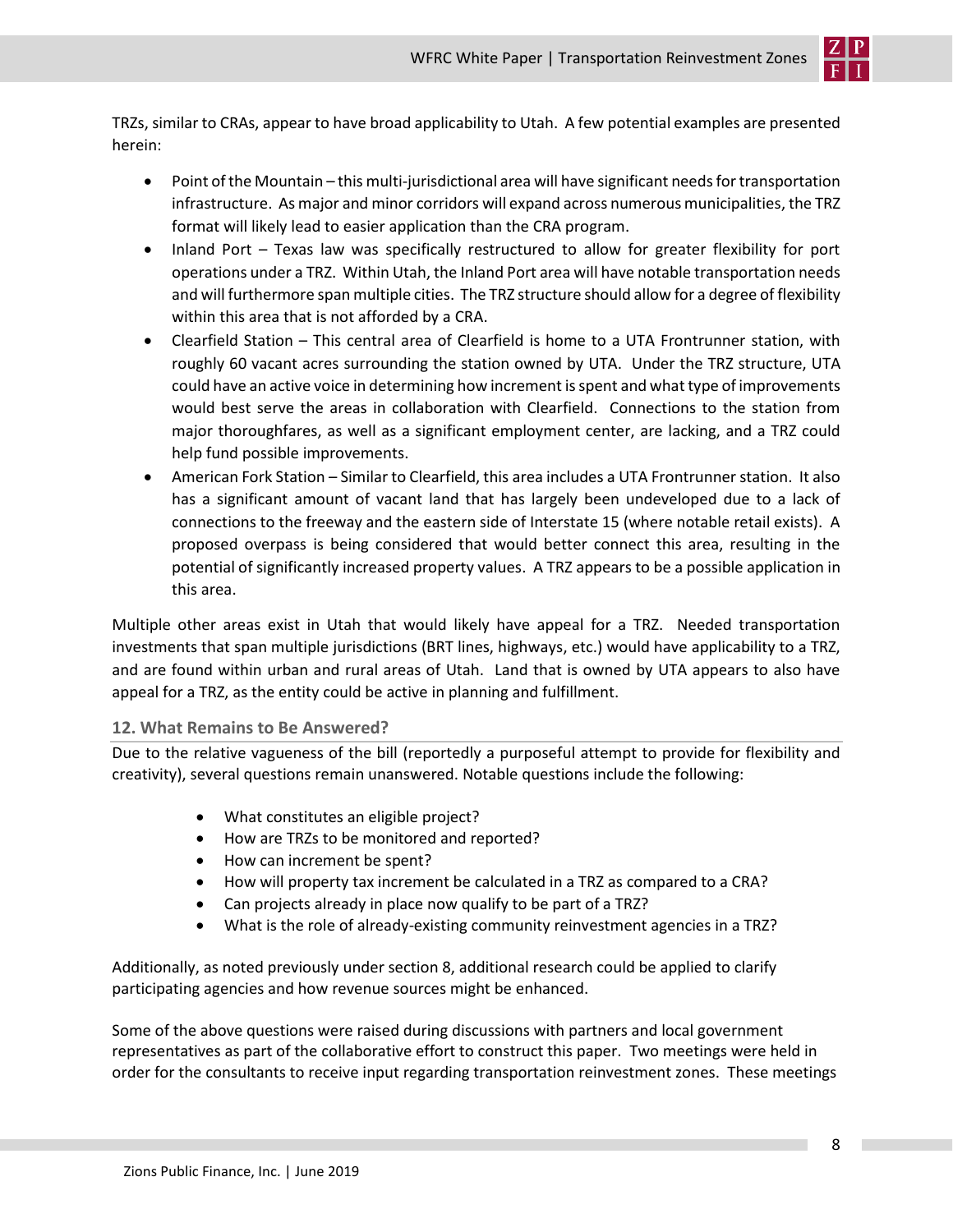TRZs, similar to CRAs, appear to have broad applicability to Utah. A few potential examples are presented herein:

- Point of the Mountain – this multi-jurisdictional area will have significant needs for transportation infrastructure. As major and minor corridors will expand across numerous municipalities, the TRZ format will likely lead to easier application than the CRA program.
- Inland Port – Texas law was specifically restructured to allow for greater flexibility for port operations under a TRZ. Within Utah, the Inland Port area will have notable transportation needs and will furthermore span multiple cities. The TRZ structure should allow for a degree of flexibility within this area that is not afforded by a CRA.
- Clearfield Station – This central area of Clearfield is home to a UTA Frontrunner station, with roughly 60 vacant acres surrounding the station owned by UTA. Under the TRZ structure, UTA could have an active voice in determining how increment is spent and what type of improvements would best serve the areas in collaboration with Clearfield. Connections to the station from major thoroughfares, as well as a significant employment center, are lacking, and a TRZ could help fund possible improvements.
- American Fork Station – Similar to Clearfield, this area includes a UTA Frontrunner station. It also has a significant amount of vacant land that has largely been undeveloped due to a lack of connections to the freeway and the eastern side of Interstate 15 (where notable retail exists). A proposed overpass is being considered that would better connect this area, resulting in the potential of significantly increased property values. A TRZ appears to be a possible application in this area.

Multiple other areas exist in Utah that would likely have appeal for a TRZ. Needed transportation investments that span multiple jurisdictions (BRT lines, highways, etc.) would have applicability to a TRZ, and are found within urban and rural areas of Utah. Land that is owned by UTA appears to also have appeal for a TRZ, as the entity could be active in planning and fulfillment.

## 12. What Remains to Be Answered?

Due to the relative vagueness of the bill (reportedly a purposeful attempt to provide for flexibility and creativity), several questions remain unanswered. Notable questions include the following:

- What constitutes an eligible project?
- How are TRZs to be monitored and reported?
- How can increment be spent?
- How will property tax increment be calculated in a TRZ as compared to a CRA?
- Can projects already in place now qualify to be part of a TRZ?
- What is the role of already-existing community reinvestment agencies in a TRZ?

Additionally, as noted previously under section 8, additional research could be applied to clarify participating agencies and how revenue sources might be enhanced.

Some of the above questions were raised during discussions with partners and local government representatives as part of the collaborative effort to construct this paper. Two meetings were held in order for the consultants to receive input regarding transportation reinvestment zones. These meetings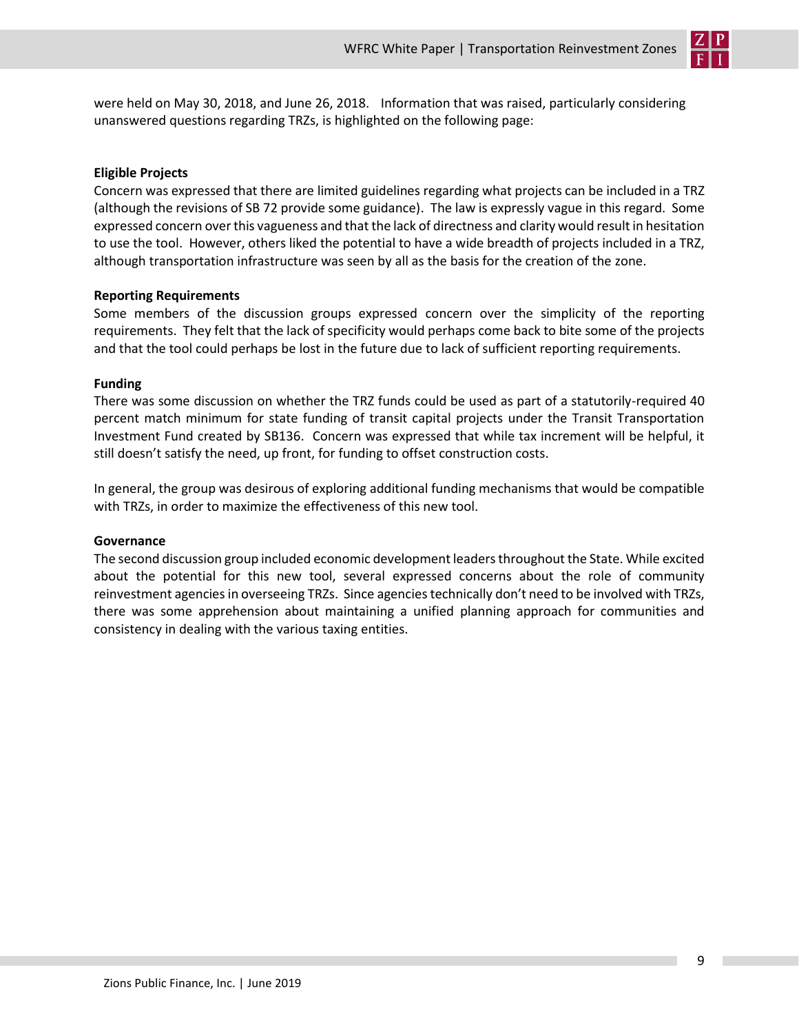were held on May 30, 2018, and June 26, 2018. Information that was raised, particularly considering unanswered questions regarding TRZs, is highlighted on the following page:

**Eligible Projects**

Concern was expressed that there are limited guidelines regarding what projects can be included in a TRZ (although the revisions of SB 72 provide some guidance). The law is expressly vague in this regard. Some expressed concern over this vagueness and that the lack of directness and clarity would result in hesitation to use the tool. However, others liked the potential to have a wide breadth of projects included in a TRZ, although transportation infrastructure was seen by all as the basis for the creation of the zone.

**Reporting Requirements**

Some members of the discussion groups expressed concern over the simplicity of the reporting requirements. They felt that the lack of specificity would perhaps come back to bite some of the projects and that the tool could perhaps be lost in the future due to lack of sufficient reporting requirements.

**Funding**

There was some discussion on whether the TRZ funds could be used as part of a statutorily-required 40 percent match minimum for state funding of transit capital projects under the Transit Transportation Investment Fund created by SB136. Concern was expressed that while tax increment will be helpful, it still doesn't satisfy the need, up front, for funding to offset construction costs.

In general, the group was desirous of exploring additional funding mechanisms that would be compatible with TRZs, in order to maximize the effectiveness of this new tool.

**Governance**

The second discussion group included economic development leaders throughout the State. While excited about the potential for this new tool, several expressed concerns about the role of community reinvestment agencies in overseeing TRZs. Since agencies technically don't need to be involved with TRZs, there was some apprehension about maintaining a unified planning approach for communities and consistency in dealing with the various taxing entities.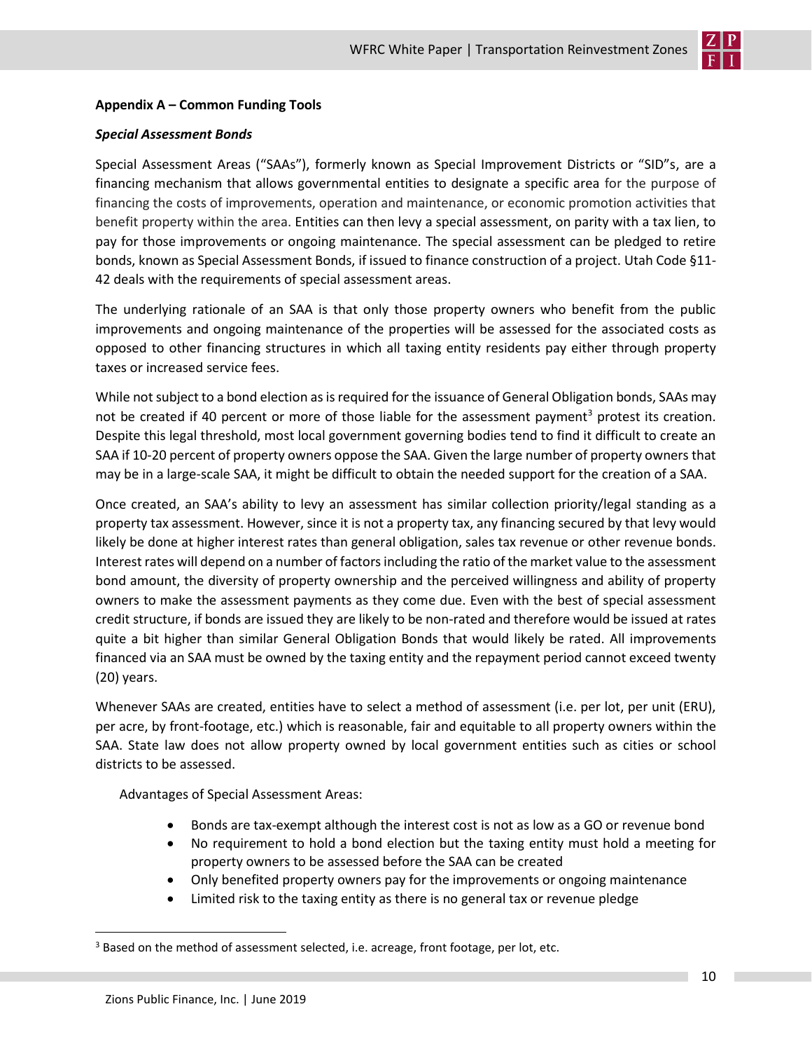**Appendix A – Common Funding Tools**

***Special Assessment Bonds***

Special Assessment Areas ("SAAs"), formerly known as Special Improvement Districts or "SID"s, are a financing mechanism that allows governmental entities to designate a specific area for the purpose of financing the costs of improvements, operation and maintenance, or economic promotion activities that benefit property within the area. Entities can then levy a special assessment, on parity with a tax lien, to pay for those improvements or ongoing maintenance. The special assessment can be pledged to retire bonds, known as Special Assessment Bonds, if issued to finance construction of a project. Utah Code §11-42 deals with the requirements of special assessment areas.

The underlying rationale of an SAA is that only those property owners who benefit from the public improvements and ongoing maintenance of the properties will be assessed for the associated costs as opposed to other financing structures in which all taxing entity residents pay either through property taxes or increased service fees.

While not subject to a bond election as is required for the issuance of General Obligation bonds, SAAs may not be created if 40 percent or more of those liable for the assessment payment[3] protest its creation. Despite this legal threshold, most local government governing bodies tend to find it difficult to create an SAA if 10-20 percent of property owners oppose the SAA. Given the large number of property owners that may be in a large-scale SAA, it might be difficult to obtain the needed support for the creation of a SAA.

Once created, an SAA's ability to levy an assessment has similar collection priority/legal standing as a property tax assessment. However, since it is not a property tax, any financing secured by that levy would likely be done at higher interest rates than general obligation, sales tax revenue or other revenue bonds. Interest rates will depend on a number of factors including the ratio of the market value to the assessment bond amount, the diversity of property ownership and the perceived willingness and ability of property owners to make the assessment payments as they come due. Even with the best of special assessment credit structure, if bonds are issued they are likely to be non-rated and therefore would be issued at rates quite a bit higher than similar General Obligation Bonds that would likely be rated. All improvements financed via an SAA must be owned by the taxing entity and the repayment period cannot exceed twenty (20) years.

Whenever SAAs are created, entities have to select a method of assessment (i.e. per lot, per unit (ERU), per acre, by front-footage, etc.) which is reasonable, fair and equitable to all property owners within the SAA. State law does not allow property owned by local government entities such as cities or school districts to be assessed.

Advantages of Special Assessment Areas:

- Bonds are tax-exempt although the interest cost is not as low as a GO or revenue bond
- No requirement to hold a bond election but the taxing entity must hold a meeting for property owners to be assessed before the SAA can be created
- Only benefited property owners pay for the improvements or ongoing maintenance
- Limited risk to the taxing entity as there is no general tax or revenue pledge

[3] Based on the method of assessment selected, i.e. acreage, front footage, per lot, etc.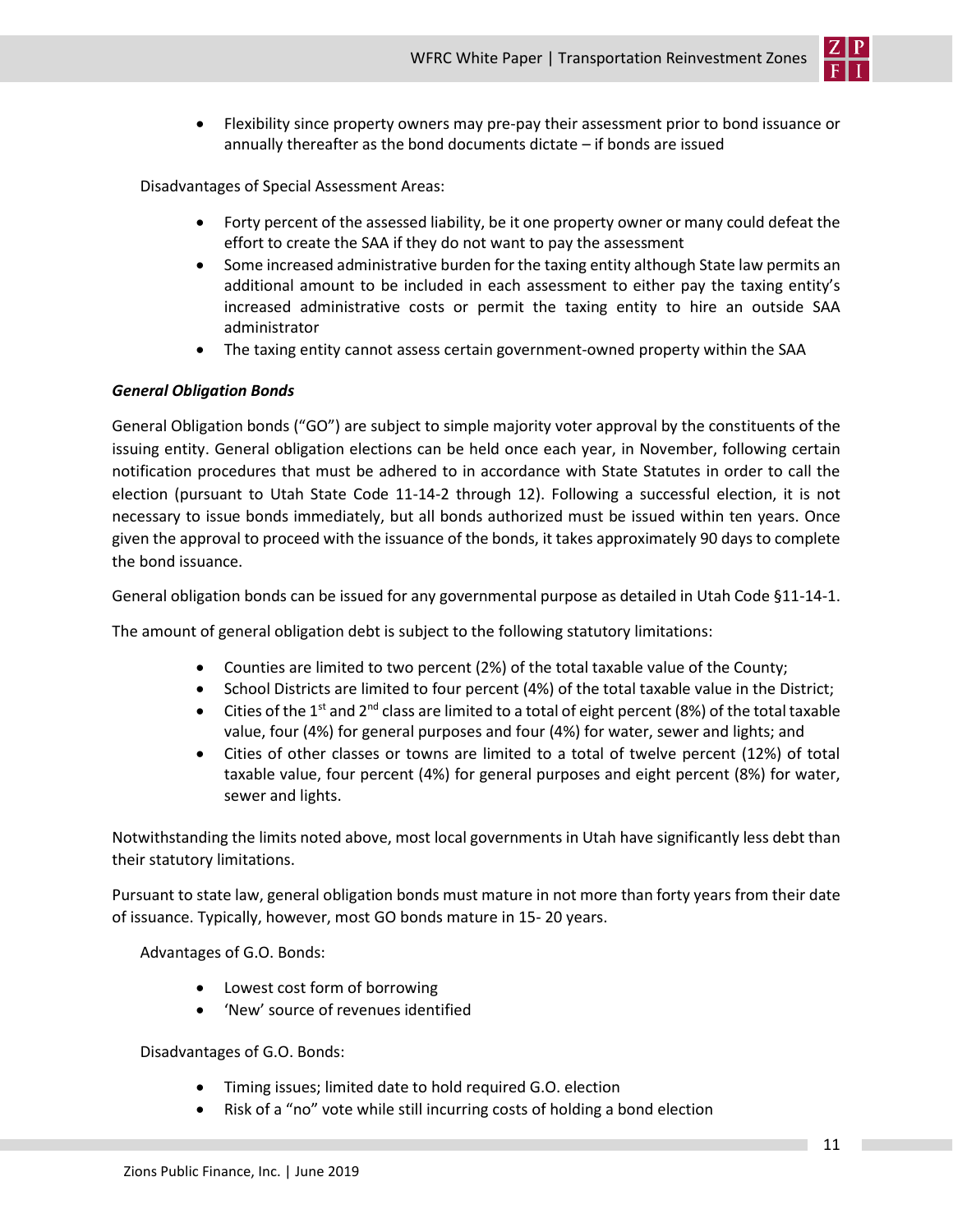- Flexibility since property owners may pre-pay their assessment prior to bond issuance or annually thereafter as the bond documents dictate – if bonds are issued

Disadvantages of Special Assessment Areas:

- Forty percent of the assessed liability, be it one property owner or many could defeat the effort to create the SAA if they do not want to pay the assessment
- Some increased administrative burden for the taxing entity although State law permits an additional amount to be included in each assessment to either pay the taxing entity's increased administrative costs or permit the taxing entity to hire an outside SAA administrator
- The taxing entity cannot assess certain government-owned property within the SAA

***General Obligation Bonds***

General Obligation bonds ("GO") are subject to simple majority voter approval by the constituents of the issuing entity. General obligation elections can be held once each year, in November, following certain notification procedures that must be adhered to in accordance with State Statutes in order to call the election (pursuant to Utah State Code 11-14-2 through 12). Following a successful election, it is not necessary to issue bonds immediately, but all bonds authorized must be issued within ten years. Once given the approval to proceed with the issuance of the bonds, it takes approximately 90 days to complete the bond issuance.

General obligation bonds can be issued for any governmental purpose as detailed in Utah Code §11-14-1.

The amount of general obligation debt is subject to the following statutory limitations:

- Counties are limited to two percent (2%) of the total taxable value of the County;
- School Districts are limited to four percent (4%) of the total taxable value in the District;
- Cities of the 1st and 2nd class are limited to a total of eight percent (8%) of the total taxable value, four (4%) for general purposes and four (4%) for water, sewer and lights; and
- Cities of other classes or towns are limited to a total of twelve percent (12%) of total taxable value, four percent (4%) for general purposes and eight percent (8%) for water, sewer and lights.

Notwithstanding the limits noted above, most local governments in Utah have significantly less debt than their statutory limitations.

Pursuant to state law, general obligation bonds must mature in not more than forty years from their date of issuance. Typically, however, most GO bonds mature in 15- 20 years.

Advantages of G.O. Bonds:

- Lowest cost form of borrowing
- 'New' source of revenues identified

Disadvantages of G.O. Bonds:

- Timing issues; limited date to hold required G.O. election
- Risk of a "no" vote while still incurring costs of holding a bond election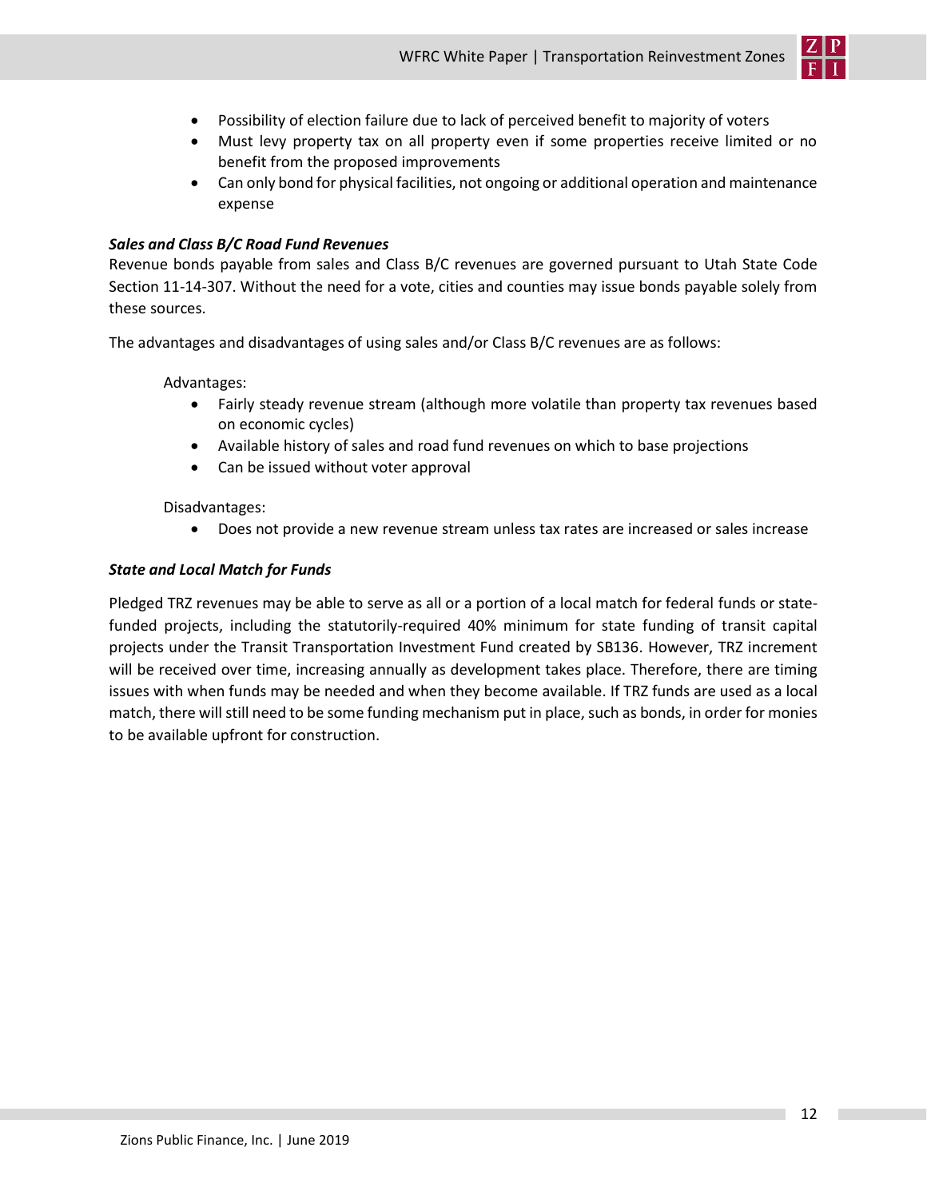- Possibility of election failure due to lack of perceived benefit to majority of voters
- Must levy property tax on all property even if some properties receive limited or no benefit from the proposed improvements
- Can only bond for physical facilities, not ongoing or additional operation and maintenance expense

***Sales and Class B/C Road Fund Revenues***

Revenue bonds payable from sales and Class B/C revenues are governed pursuant to Utah State Code Section 11-14-307. Without the need for a vote, cities and counties may issue bonds payable solely from these sources.

The advantages and disadvantages of using sales and/or Class B/C revenues are as follows:

Advantages:

- Fairly steady revenue stream (although more volatile than property tax revenues based on economic cycles)
- Available history of sales and road fund revenues on which to base projections
- Can be issued without voter approval

Disadvantages:

- Does not provide a new revenue stream unless tax rates are increased or sales increase

***State and Local Match for Funds***

Pledged TRZ revenues may be able to serve as all or a portion of a local match for federal funds or state-funded projects, including the statutorily-required 40% minimum for state funding of transit capital projects under the Transit Transportation Investment Fund created by SB136. However, TRZ increment will be received over time, increasing annually as development takes place. Therefore, there are timing issues with when funds may be needed and when they become available. If TRZ funds are used as a local match, there will still need to be some funding mechanism put in place, such as bonds, in order for monies to be available upfront for construction.